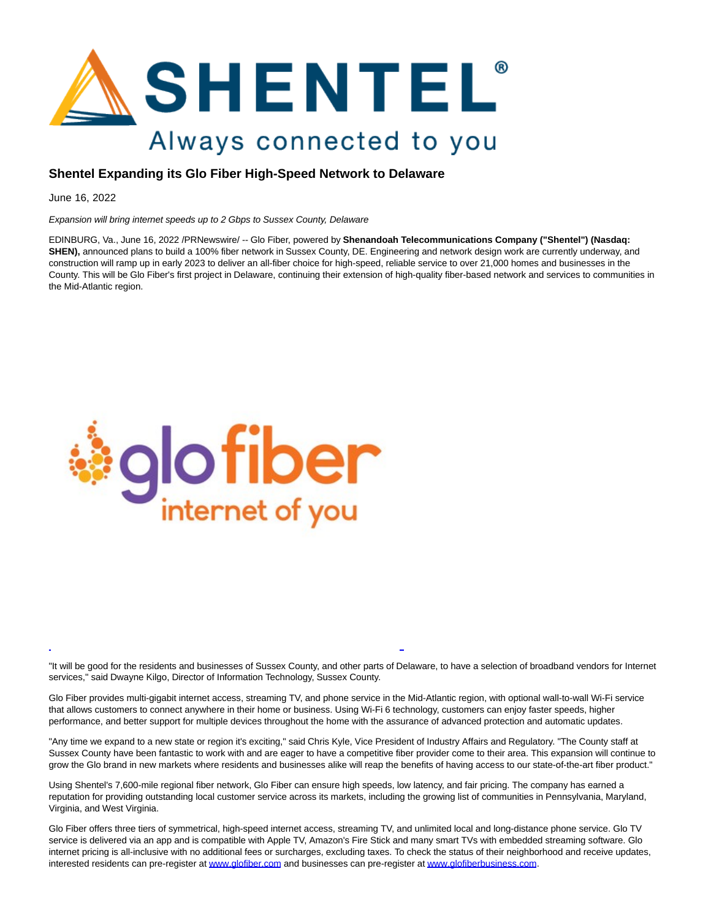# Shentel Expanding its Glo Fiber High-Speed Network to Delaware

June 16, 2022

*Expansion will bring internet speeds up to 2 Gbps to Sussex County, Delaware*

EDINBURG, Va., June 16, 2022 /PRNewswire/ -- Glo Fiber, powered by **Shenandoah Telecommunications Company ("Shentel") (Nasdaq: SHEN),** announced plans to build a 100% fiber network in Sussex County, DE. Engineering and network design work are currently underway, and construction will ramp up in early 2023 to deliver an all-fiber choice for high-speed, reliable service to over 21,000 homes and businesses in the County. This will be Glo Fiber's first project in Delaware, continuing their extension of high-quality fiber-based network and services to communities in the Mid-Atlantic region.

"It will be good for the residents and businesses of Sussex County, and other parts of Delaware, to have a selection of broadband vendors for Internet services," said Dwayne Kilgo, Director of Information Technology, Sussex County.

Glo Fiber provides multi-gigabit internet access, streaming TV, and phone service in the Mid-Atlantic region, with optional wall-to-wall Wi-Fi service that allows customers to connect anywhere in their home or business. Using Wi-Fi 6 technology, customers can enjoy faster speeds, higher performance, and better support for multiple devices throughout the home with the assurance of advanced protection and automatic updates.

"Any time we expand to a new state or region it's exciting," said Chris Kyle, Vice President of Industry Affairs and Regulatory. "The County staff at Sussex County have been fantastic to work with and are eager to have a competitive fiber provider come to their area. This expansion will continue to grow the Glo brand in new markets where residents and businesses alike will reap the benefits of having access to our state-of-the-art fiber product."

Using Shentel's 7,600-mile regional fiber network, Glo Fiber can ensure high speeds, low latency, and fair pricing. The company has earned a reputation for providing outstanding local customer service across its markets, including the growing list of communities in Pennsylvania, Maryland, Virginia, and West Virginia.

Glo Fiber offers three tiers of symmetrical, high-speed internet access, streaming TV, and unlimited local and long-distance phone service. Glo TV service is delivered via an app and is compatible with Apple TV, Amazon's Fire Stick and many smart TVs with embedded streaming software. Glo internet pricing is all-inclusive with no additional fees or surcharges, excluding taxes. To check the status of their neighborhood and receive updates, interested residents can pre-register at www.glofiber.com and businesses can pre-register at www.glofiberbusiness.com.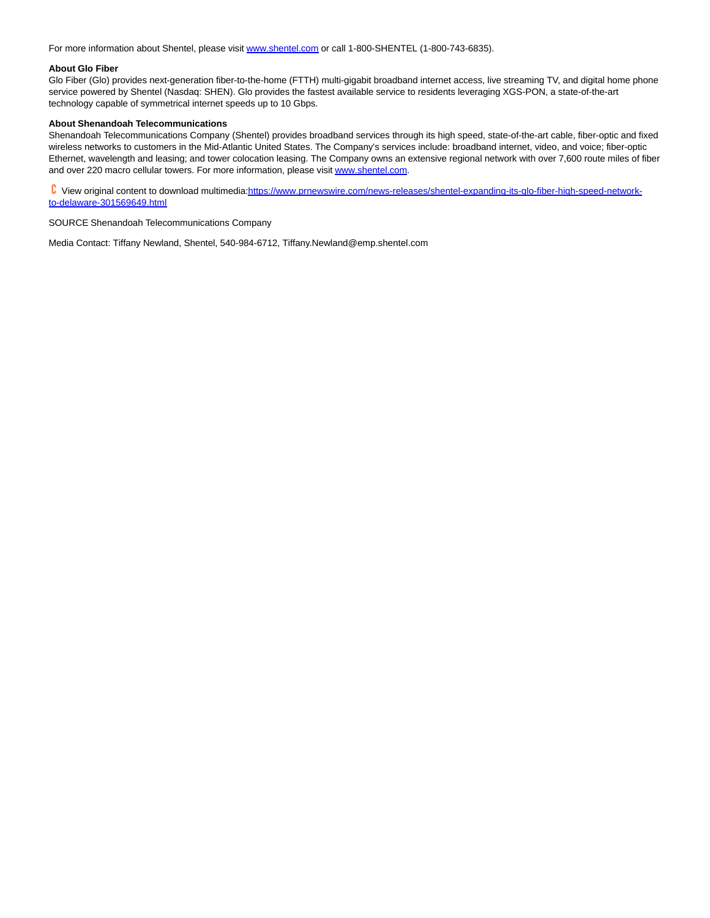For more information about Shentel, please visit [www.shentel.com](http://www.shentel.com) or call 1-800-SHENTEL (1-800-743-6835).

**About Glo Fiber**
Glo Fiber (Glo) provides next-generation fiber-to-the-home (FTTH) multi-gigabit broadband internet access, live streaming TV, and digital home phone service powered by Shentel (Nasdaq: SHEN). Glo provides the fastest available service to residents leveraging XGS-PON, a state-of-the-art technology capable of symmetrical internet speeds up to 10 Gbps.

**About Shenandoah Telecommunications**
Shenandoah Telecommunications Company (Shentel) provides broadband services through its high speed, state-of-the-art cable, fiber-optic and fixed wireless networks to customers in the Mid-Atlantic United States. The Company's services include: broadband internet, video, and voice; fiber-optic Ethernet, wavelength and leasing; and tower colocation leasing. The Company owns an extensive regional network with over 7,600 route miles of fiber and over 220 macro cellular towers. For more information, please visit [www.shentel.com](http://www.shentel.com).

View original content to download multimedia:[https://www.prnewswire.com/news-releases/shentel-expanding-its-glo-fiber-high-speed-network-to-delaware-301569649.html](https://www.prnewswire.com/news-releases/shentel-expanding-its-glo-fiber-high-speed-network-to-delaware-301569649.html)

SOURCE Shenandoah Telecommunications Company

Media Contact: Tiffany Newland, Shentel, 540-984-6712, Tiffany.Newland@emp.shentel.com